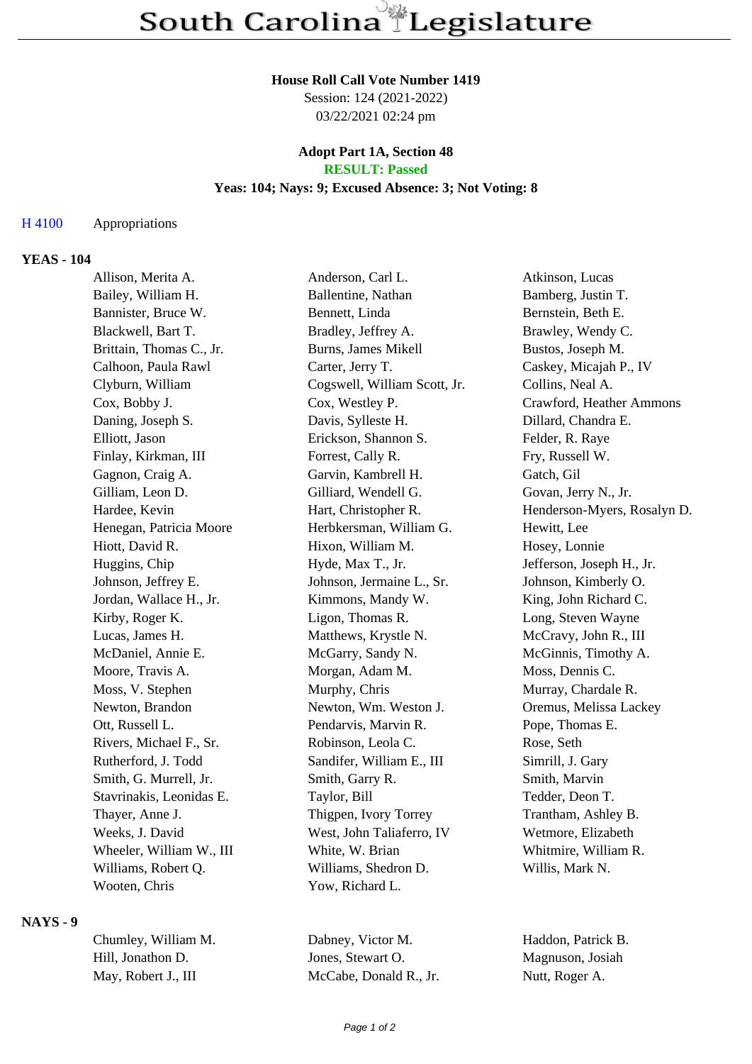# South Carolina Legislature

**House Roll Call Vote Number 1419**
Session: 124 (2021-2022)
03/22/2021 02:24 pm

**Adopt Part 1A, Section 48**
**RESULT: Passed**
**Yeas: 104; Nays: 9; Excused Absence: 3; Not Voting: 8**

H 4100 Appropriations

## YEAS - 104

| | | |
|---|---|---|
| Allison, Merita A. | Anderson, Carl L. | Atkinson, Lucas |
| Bailey, William H. | Ballentine, Nathan | Bamberg, Justin T. |
| Bannister, Bruce W. | Bennett, Linda | Bernstein, Beth E. |
| Blackwell, Bart T. | Bradley, Jeffrey A. | Brawley, Wendy C. |
| Brittain, Thomas C., Jr. | Burns, James Mikell | Bustos, Joseph M. |
| Calhoon, Paula Rawl | Carter, Jerry T. | Caskey, Micajah P., IV |
| Clyburn, William | Cogswell, William Scott, Jr. | Collins, Neal A. |
| Cox, Bobby J. | Cox, Westley P. | Crawford, Heather Ammons |
| Daning, Joseph S. | Davis, Sylleste H. | Dillard, Chandra E. |
| Elliott, Jason | Erickson, Shannon S. | Felder, R. Raye |
| Finlay, Kirkman, III | Forrest, Cally R. | Fry, Russell W. |
| Gagnon, Craig A. | Garvin, Kambrell H. | Gatch, Gil |
| Gilliam, Leon D. | Gilliard, Wendell G. | Govan, Jerry N., Jr. |
| Hardee, Kevin | Hart, Christopher R. | Henderson-Myers, Rosalyn D. |
| Henegan, Patricia Moore | Herbkersman, William G. | Hewitt, Lee |
| Hiott, David R. | Hixon, William M. | Hosey, Lonnie |
| Huggins, Chip | Hyde, Max T., Jr. | Jefferson, Joseph H., Jr. |
| Johnson, Jeffrey E. | Johnson, Jermaine L., Sr. | Johnson, Kimberly O. |
| Jordan, Wallace H., Jr. | Kimmons, Mandy W. | King, John Richard C. |
| Kirby, Roger K. | Ligon, Thomas R. | Long, Steven Wayne |
| Lucas, James H. | Matthews, Krystle N. | McCravy, John R., III |
| McDaniel, Annie E. | McGarry, Sandy N. | McGinnis, Timothy A. |
| Moore, Travis A. | Morgan, Adam M. | Moss, Dennis C. |
| Moss, V. Stephen | Murphy, Chris | Murray, Chardale R. |
| Newton, Brandon | Newton, Wm. Weston J. | Oremus, Melissa Lackey |
| Ott, Russell L. | Pendarvis, Marvin R. | Pope, Thomas E. |
| Rivers, Michael F., Sr. | Robinson, Leola C. | Rose, Seth |
| Rutherford, J. Todd | Sandifer, William E., III | Simrill, J. Gary |
| Smith, G. Murrell, Jr. | Smith, Garry R. | Smith, Marvin |
| Stavrinakis, Leonidas E. | Taylor, Bill | Tedder, Deon T. |
| Thayer, Anne J. | Thigpen, Ivory Torrey | Trantham, Ashley B. |
| Weeks, J. David | West, John Taliaferro, IV | Wetmore, Elizabeth |
| Wheeler, William W., III | White, W. Brian | Whitmire, William R. |
| Williams, Robert Q. | Williams, Shedron D. | Willis, Mark N. |
| Wooten, Chris | Yow, Richard L. | |

## NAYS - 9

| | | |
|---|---|---|
| Chumley, William M. | Dabney, Victor M. | Haddon, Patrick B. |
| Hill, Jonathon D. | Jones, Stewart O. | Magnuson, Josiah |
| May, Robert J., III | McCabe, Donald R., Jr. | Nutt, Roger A. |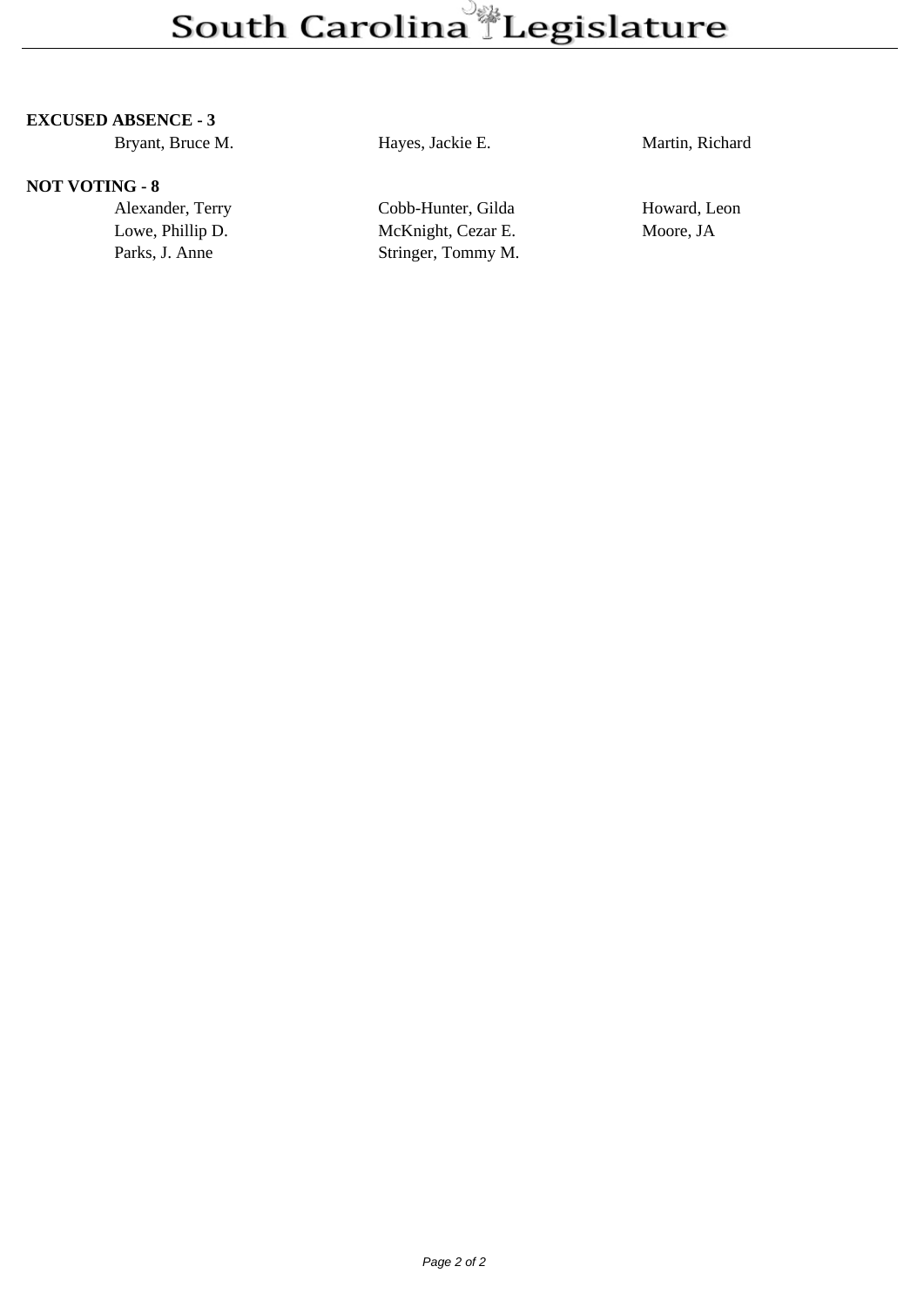**EXCUSED ABSENCE - 3**

| | | |
|---|---|---|
| Bryant, Bruce M. | Hayes, Jackie E. | Martin, Richard |

**NOT VOTING - 8**

| | | |
|---|---|---|
| Alexander, Terry | Cobb-Hunter, Gilda | Howard, Leon |
| Lowe, Phillip D. | McKnight, Cezar E. | Moore, JA |
| Parks, J. Anne | Stringer, Tommy M. | |